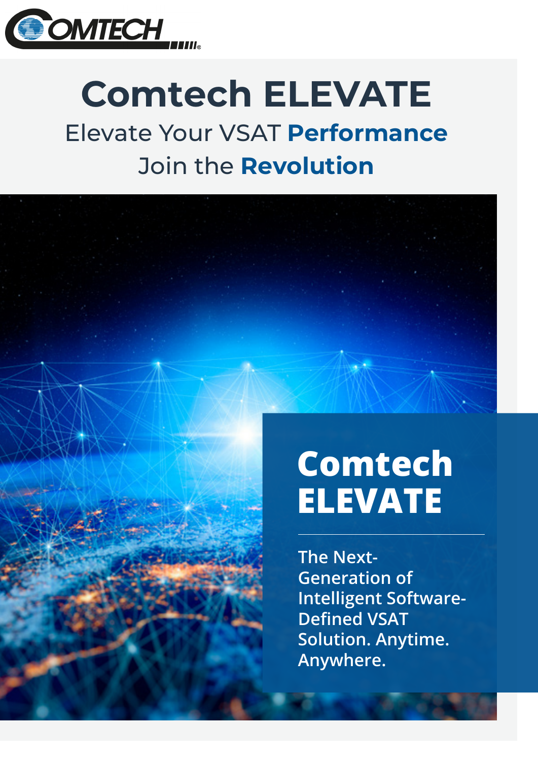# Comtech ELEVATE

Elevate Your VSAT **Performance**

Join the **Revolution**

## Comtech ELEVATE

**The Next-Generation of Intelligent Software-Defined VSAT Solution. Anytime. Anywhere.**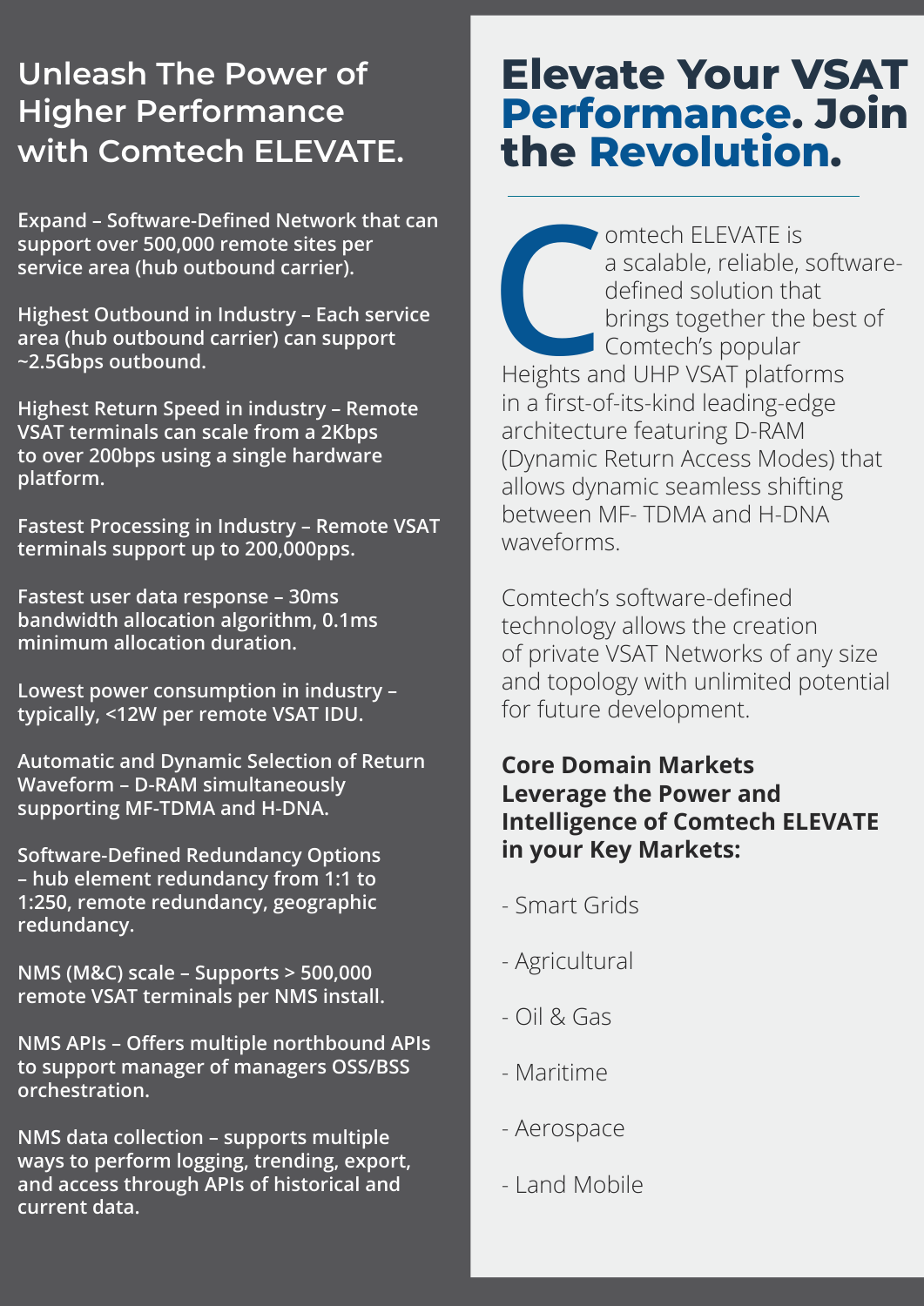## Unleash The Power of Higher Performance with Comtech ELEVATE.

**Expand – Software-Defined Network that can support over 500,000 remote sites per service area (hub outbound carrier).**

**Highest Outbound in Industry – Each service area (hub outbound carrier) can support ~2.5Gbps outbound.**

**Highest Return Speed in industry – Remote VSAT terminals can scale from a 2Kbps to over 200bps using a single hardware platform.**

**Fastest Processing in Industry – Remote VSAT terminals support up to 200,000pps.**

**Fastest user data response – 30ms bandwidth allocation algorithm, 0.1ms minimum allocation duration.**

**Lowest power consumption in industry – typically, <12W per remote VSAT IDU.**

**Automatic and Dynamic Selection of Return Waveform – D-RAM simultaneously supporting MF-TDMA and H-DNA.**

**Software-Defined Redundancy Options – hub element redundancy from 1:1 to 1:250, remote redundancy, geographic redundancy.**

**NMS (M&C) scale – Supports > 500,000 remote VSAT terminals per NMS install.**

**NMS APIs – Offers multiple northbound APIs to support manager of managers OSS/BSS orchestration.**

**NMS data collection – supports multiple ways to perform logging, trending, export, and access through APIs of historical and current data.**

# Elevate Your VSAT Performance. Join the Revolution.

---

Comtech ELEVATE is a scalable, reliable, software-defined solution that brings together the best of Comtech's popular Heights and UHP VSAT platforms in a first-of-its-kind leading-edge architecture featuring D-RAM (Dynamic Return Access Modes) that allows dynamic seamless shifting between MF- TDMA and H-DNA waveforms.

Comtech's software-defined technology allows the creation of private VSAT Networks of any size and topology with unlimited potential for future development.

**Core Domain Markets Leverage the Power and Intelligence of Comtech ELEVATE in your Key Markets:**

- Smart Grids
- Agricultural
- Oil & Gas
- Maritime
- Aerospace
- Land Mobile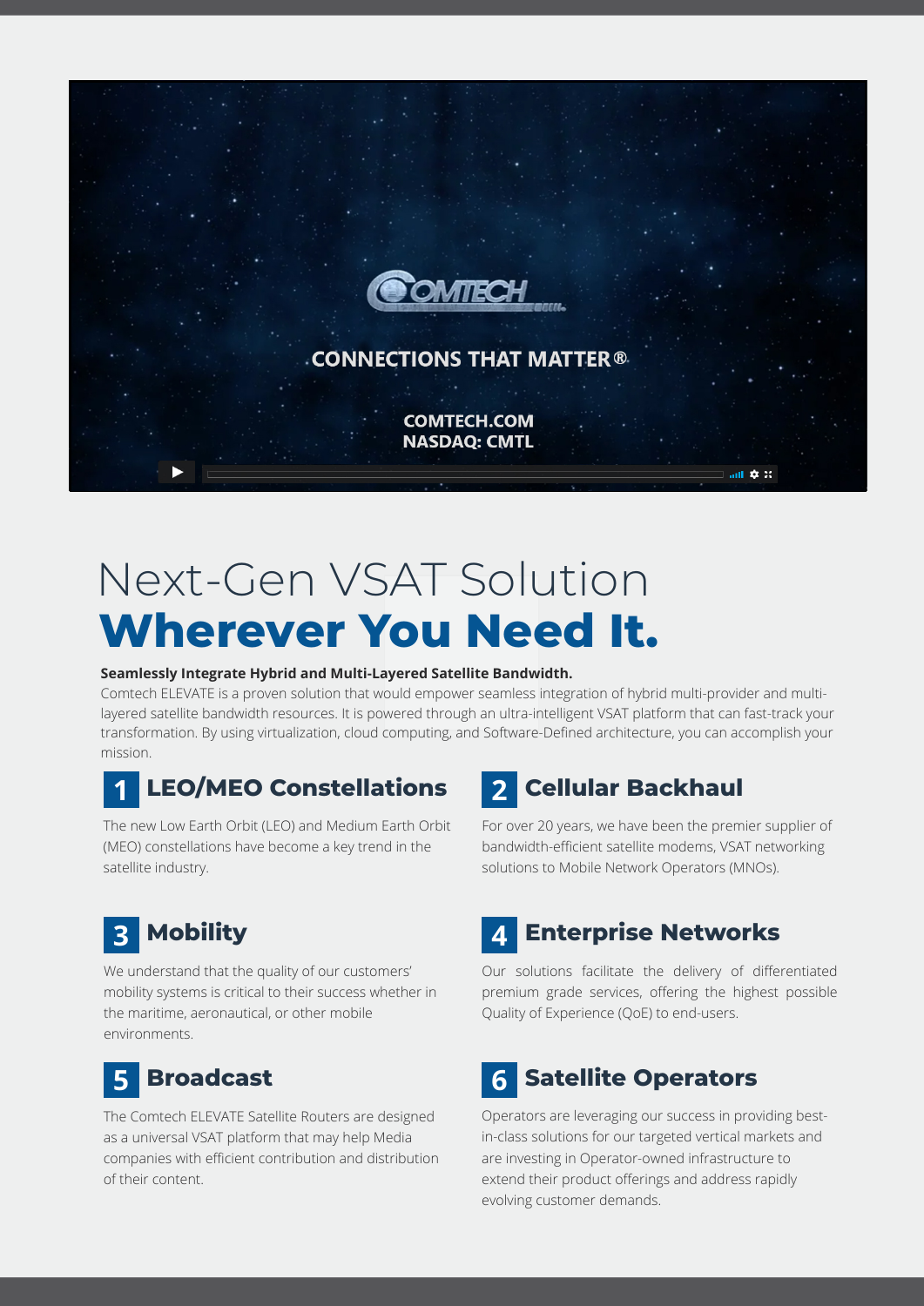COMTECH

CONNECTIONS THAT MATTER®

COMTECH.COM
NASDAQ: CMTL

# Next-Gen VSAT Solution **Wherever You Need It.**

**Seamlessly Integrate Hybrid and Multi-Layered Satellite Bandwidth.**

Comtech ELEVATE is a proven solution that would empower seamless integration of hybrid multi-provider and multi-layered satellite bandwidth resources. It is powered through an ultra-intelligent VSAT platform that can fast-track your transformation. By using virtualization, cloud computing, and Software-Defined architecture, you can accomplish your mission.

## 1 LEO/MEO Constellations

The new Low Earth Orbit (LEO) and Medium Earth Orbit (MEO) constellations have become a key trend in the satellite industry.

## 2 Cellular Backhaul

For over 20 years, we have been the premier supplier of bandwidth-efficient satellite modems, VSAT networking solutions to Mobile Network Operators (MNOs).

## 3 Mobility

We understand that the quality of our customers' mobility systems is critical to their success whether in the maritime, aeronautical, or other mobile environments.

## 4 Enterprise Networks

Our solutions facilitate the delivery of differentiated premium grade services, offering the highest possible Quality of Experience (QoE) to end-users.

## 5 Broadcast

The Comtech ELEVATE Satellite Routers are designed as a universal VSAT platform that may help Media companies with efficient contribution and distribution of their content.

## 6 Satellite Operators

Operators are leveraging our success in providing best-in-class solutions for our targeted vertical markets and are investing in Operator-owned infrastructure to extend their product offerings and address rapidly evolving customer demands.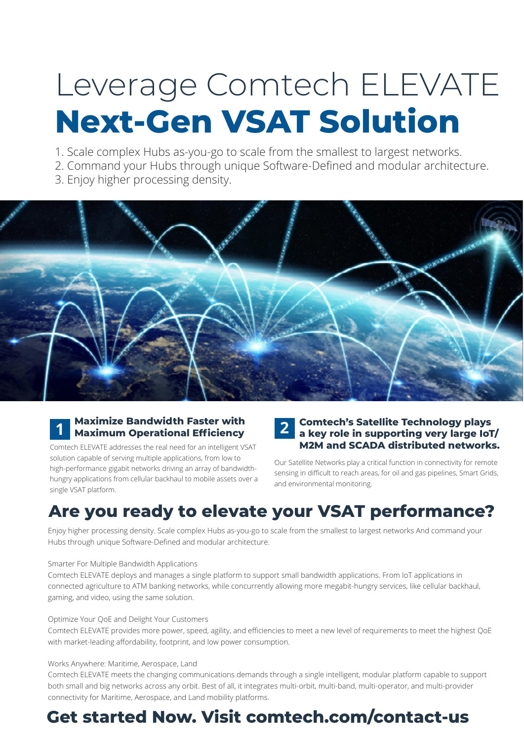# Leverage Comtech ELEVATE **Next-Gen VSAT Solution**

1. Scale complex Hubs as-you-go to scale from the smallest to largest networks.
2. Command your Hubs through unique Software-Defined and modular architecture.
3. Enjoy higher processing density.

### 1 Maximize Bandwidth Faster with Maximum Operational Efficiency

Comtech ELEVATE addresses the real need for an intelligent VSAT solution capable of serving multiple applications, from low to high-performance gigabit networks driving an array of bandwidth-hungry applications from cellular backhaul to mobile assets over a single VSAT platform.

### 2 Comtech's Satellite Technology plays a key role in supporting very large IoT/ M2M and SCADA distributed networks.

Our Satellite Networks play a critical function in connectivity for remote sensing in difficult to reach areas, for oil and gas pipelines, Smart Grids, and environmental monitoring.

## Are you ready to elevate your VSAT performance?

Enjoy higher processing density. Scale complex Hubs as-you-go to scale from the smallest to largest networks And command your Hubs through unique Software-Defined and modular architecture.

Smarter For Multiple Bandwidth Applications

Comtech ELEVATE deploys and manages a single platform to support small bandwidth applications. From IoT applications in connected agriculture to ATM banking networks, while concurrently allowing more megabit-hungry services, like cellular backhaul, gaming, and video, using the same solution.

Optimize Your QoE and Delight Your Customers

Comtech ELEVATE provides more power, speed, agility, and efficiencies to meet a new level of requirements to meet the highest QoE with market-leading affordability, footprint, and low power consumption.

Works Anywhere: Maritime, Aerospace, Land

Comtech ELEVATE meets the changing communications demands through a single intelligent, modular platform capable to support both small and big networks across any orbit. Best of all, it integrates multi-orbit, multi-band, multi-operator, and multi-provider connectivity for Maritime, Aerospace, and Land mobility platforms.

## Get started Now. Visit comtech.com/contact-us